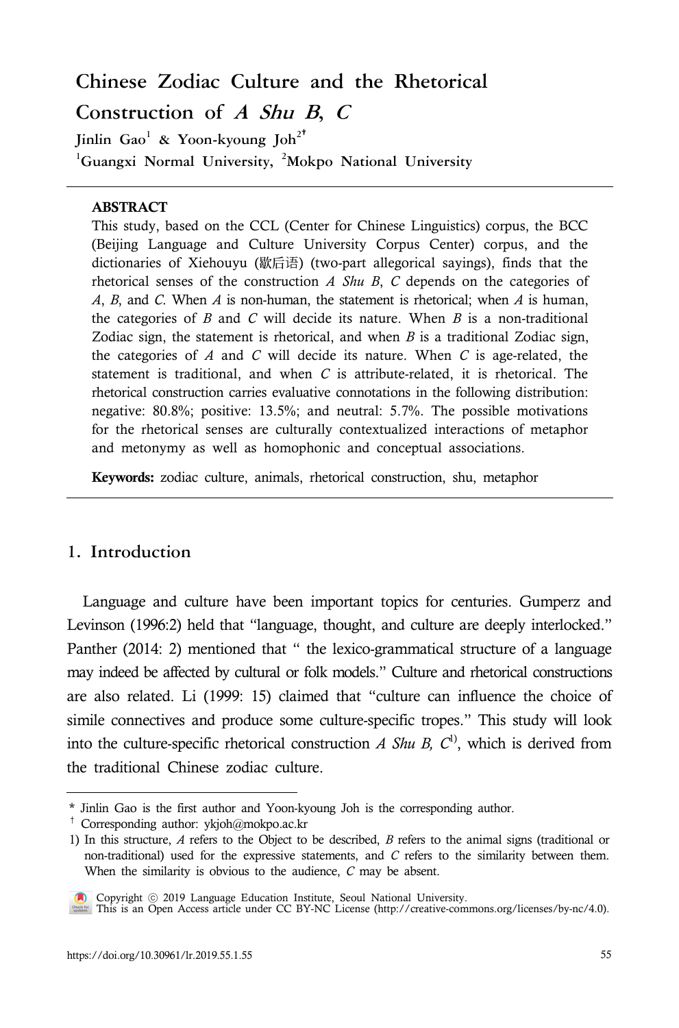# Chinese Zodiac Culture and the Rhetorical Construction of *A Shu B*, *C*

**Jinlin Gao[1] & Yoon-kyoung Joh[2†]**

[1]Guangxi Normal University, [2]Mokpo National University

---

**ABSTRACT**

This study, based on the CCL (Center for Chinese Linguistics) corpus, the BCC (Beijing Language and Culture University Corpus Center) corpus, and the dictionaries of Xiehouyu (歇后语) (two-part allegorical sayings), finds that the rhetorical senses of the construction *A Shu B*, *C* depends on the categories of *A*, *B*, and *C*. When *A* is non-human, the statement is rhetorical; when *A* is human, the categories of *B* and *C* will decide its nature. When *B* is a non-traditional Zodiac sign, the statement is rhetorical, and when *B* is a traditional Zodiac sign, the categories of *A* and *C* will decide its nature. When *C* is age-related, the statement is traditional, and when *C* is attribute-related, it is rhetorical. The rhetorical construction carries evaluative connotations in the following distribution: negative: 80.8%; positive: 13.5%; and neutral: 5.7%. The possible motivations for the rhetorical senses are culturally contextualized interactions of metaphor and metonymy as well as homophonic and conceptual associations.

**Keywords:** zodiac culture, animals, rhetorical construction, shu, metaphor

---

## 1. Introduction

Language and culture have been important topics for centuries. Gumperz and Levinson (1996:2) held that "language, thought, and culture are deeply interlocked." Panther (2014: 2) mentioned that " the lexico-grammatical structure of a language may indeed be affected by cultural or folk models." Culture and rhetorical constructions are also related. Li (1999: 15) claimed that "culture can influence the choice of simile connectives and produce some culture-specific tropes." This study will look into the culture-specific rhetorical construction *A Shu B, C*[1)], which is derived from the traditional Chinese zodiac culture.

---

\* Jinlin Gao is the first author and Yoon-kyoung Joh is the corresponding author.

† Corresponding author: ykjoh@mokpo.ac.kr

1) In this structure, *A* refers to the Object to be described, *B* refers to the animal signs (traditional or non-traditional) used for the expressive statements, and *C* refers to the similarity between them. When the similarity is obvious to the audience, *C* may be absent.

Copyright ⓒ 2019 Language Education Institute, Seoul National University.
This is an Open Access article under CC BY-NC License (http://creative-commons.org/licenses/by-nc/4.0).

https://doi.org/10.30961/lr.2019.55.1.55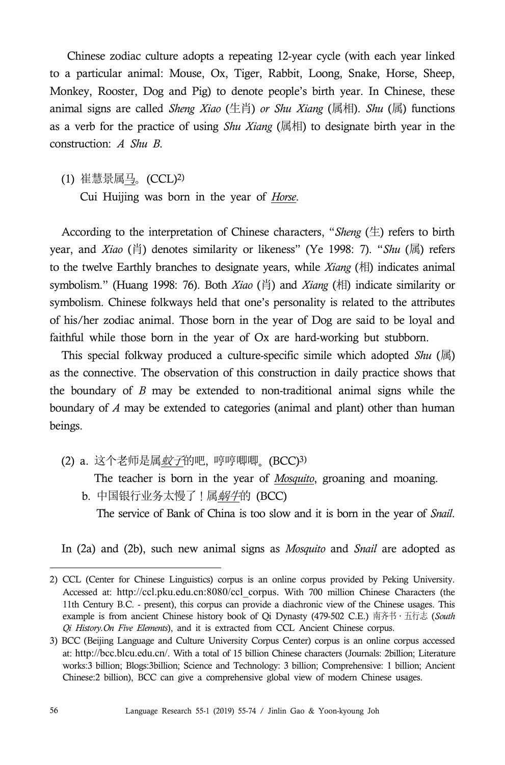Chinese zodiac culture adopts a repeating 12-year cycle (with each year linked to a particular animal: Mouse, Ox, Tiger, Rabbit, Loong, Snake, Horse, Sheep, Monkey, Rooster, Dog and Pig) to denote people's birth year. In Chinese, these animal signs are called *Sheng Xiao* (生肖) *or Shu Xiang* (属相). *Shu* (属) functions as a verb for the practice of using *Shu Xiang* (属相) to designate birth year in the construction: *A Shu B*.

(1) 崔慧景属<u>马</u>。(CCL)[2)]
Cui Huijing was born in the year of <u>*Horse*</u>.

According to the interpretation of Chinese characters, "*Sheng* (生) refers to birth year, and *Xiao* (肖) denotes similarity or likeness" (Ye 1998: 7). "*Shu* (属) refers to the twelve Earthly branches to designate years, while *Xiang* (相) indicates animal symbolism." (Huang 1998: 76). Both *Xiao* (肖) and *Xiang* (相) indicate similarity or symbolism. Chinese folkways held that one's personality is related to the attributes of his/her zodiac animal. Those born in the year of Dog are said to be loyal and faithful while those born in the year of Ox are hard-working but stubborn.

This special folkway produced a culture-specific simile which adopted *Shu* (属) as the connective. The observation of this construction in daily practice shows that the boundary of *B* may be extended to non-traditional animal signs while the boundary of *A* may be extended to categories (animal and plant) other than human beings.

(2) a. 这个老师是属<u>*蚊子*</u>的吧，哼哼唧唧。(BCC)[3)]
The teacher is born in the year of <u>*Mosquito*</u>, groaning and moaning.
b. 中国银行业务太慢了！属<u>*蜗牛*</u>的 (BCC)
The service of Bank of China is too slow and it is born in the year of *Snail*.

In (2a) and (2b), such new animal signs as *Mosquito* and *Snail* are adopted as

---

2) CCL (Center for Chinese Linguistics) corpus is an online corpus provided by Peking University. Accessed at: http://ccl.pku.edu.cn:8080/ccl_corpus. With 700 million Chinese Characters (the 11th Century B.C. - present), this corpus can provide a diachronic view of the Chinese usages. This example is from ancient Chinese history book of Qi Dynasty (479-502 C.E.) 南齐书・五行志 (*South Qi History.On Five Elements*), and it is extracted from CCL Ancient Chinese corpus.

3) BCC (Beijing Language and Culture University Corpus Center) corpus is an online corpus accessed at: http://bcc.blcu.edu.cn/. With a total of 15 billion Chinese characters (Journals: 2billion; Literature works:3 billion; Blogs:3billion; Science and Technology: 3 billion; Comprehensive: 1 billion; Ancient Chinese:2 billion), BCC can give a comprehensive global view of modern Chinese usages.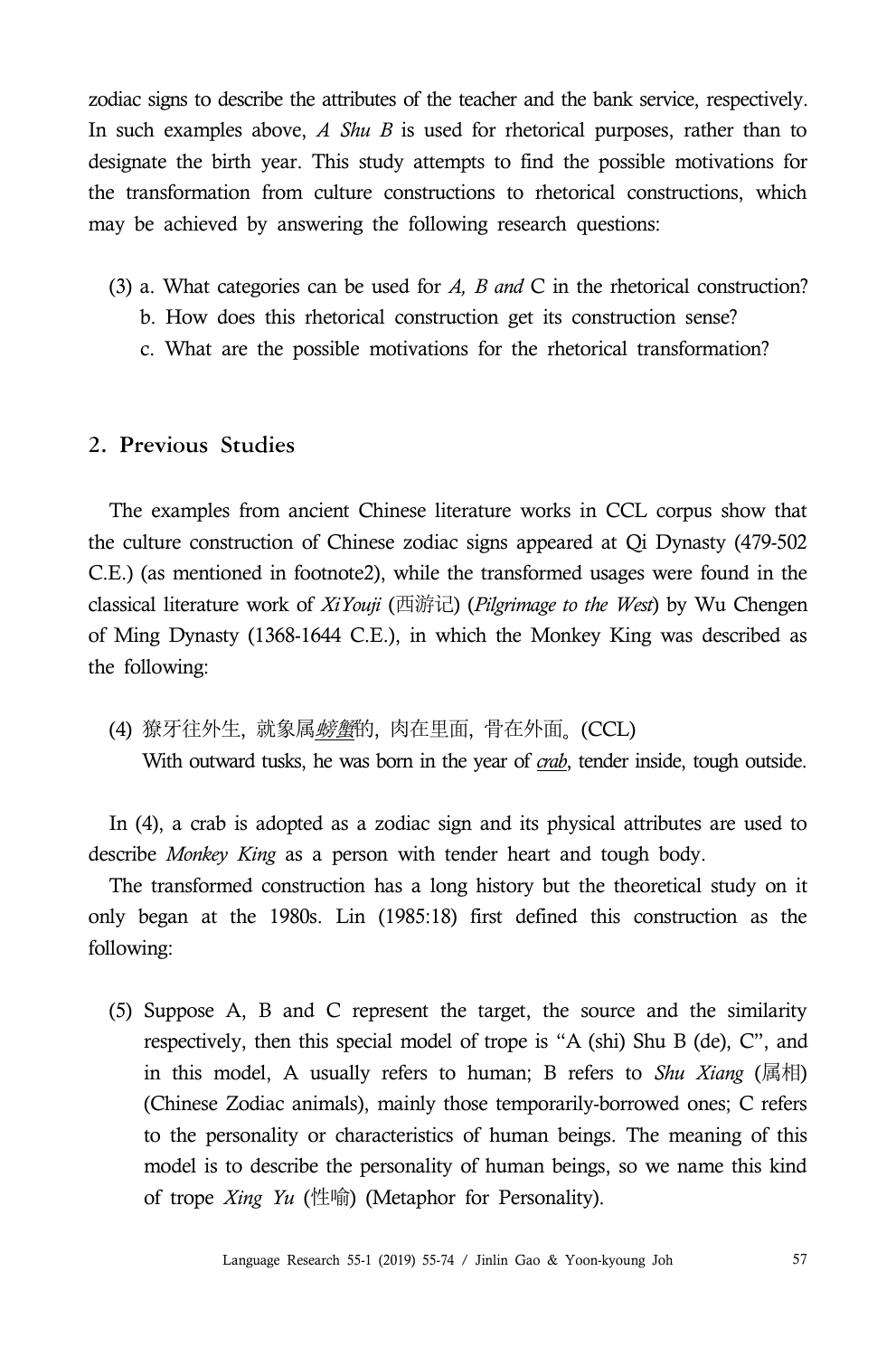zodiac signs to describe the attributes of the teacher and the bank service, respectively. In such examples above, *A Shu B* is used for rhetorical purposes, rather than to designate the birth year. This study attempts to find the possible motivations for the transformation from culture constructions to rhetorical constructions, which may be achieved by answering the following research questions:

(3) a. What categories can be used for *A, B and* C in the rhetorical construction?
 b. How does this rhetorical construction get its construction sense?
 c. What are the possible motivations for the rhetorical transformation?

## 2. Previous Studies

The examples from ancient Chinese literature works in CCL corpus show that the culture construction of Chinese zodiac signs appeared at Qi Dynasty (479-502 C.E.) (as mentioned in footnote2), while the transformed usages were found in the classical literature work of *XiYouji* (西游记) (*Pilgrimage to the West*) by Wu Chengen of Ming Dynasty (1368-1644 C.E.), in which the Monkey King was described as the following:

(4) 獠牙往外生, 就象属*螃蟹*的, 肉在里面, 骨在外面。(CCL)
 With outward tusks, he was born in the year of *crab*, tender inside, tough outside.

In (4), a crab is adopted as a zodiac sign and its physical attributes are used to describe *Monkey King* as a person with tender heart and tough body.

The transformed construction has a long history but the theoretical study on it only began at the 1980s. Lin (1985:18) first defined this construction as the following:

(5) Suppose A, B and C represent the target, the source and the similarity respectively, then this special model of trope is "A (shi) Shu B (de), C", and in this model, A usually refers to human; B refers to *Shu Xiang* (属相) (Chinese Zodiac animals), mainly those temporarily-borrowed ones; C refers to the personality or characteristics of human beings. The meaning of this model is to describe the personality of human beings, so we name this kind of trope *Xing Yu* (性喻) (Metaphor for Personality).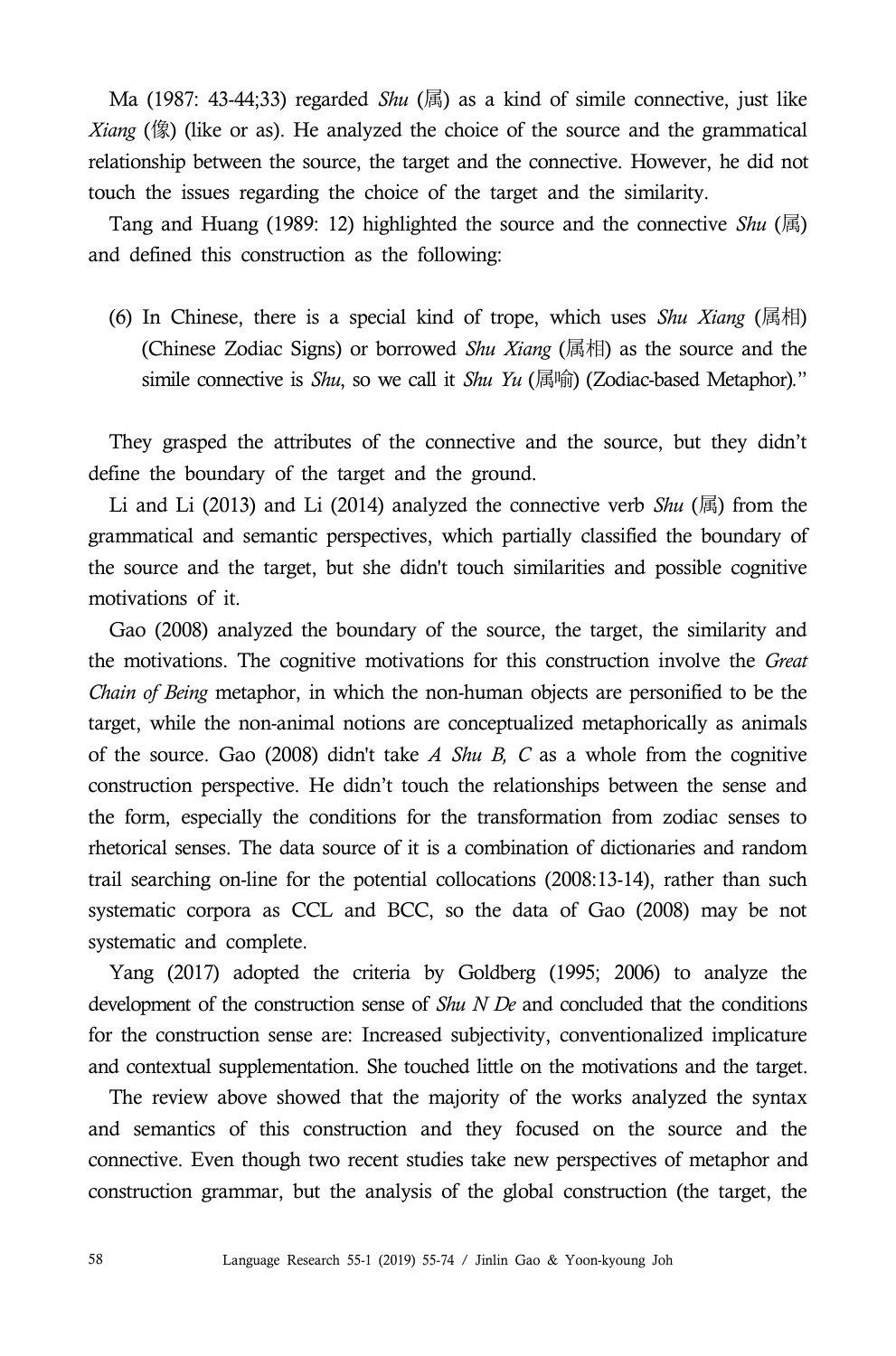Ma (1987: 43-44;33) regarded *Shu* (属) as a kind of simile connective, just like *Xiang* (像) (like or as). He analyzed the choice of the source and the grammatical relationship between the source, the target and the connective. However, he did not touch the issues regarding the choice of the target and the similarity.

Tang and Huang (1989: 12) highlighted the source and the connective *Shu* (属) and defined this construction as the following:

(6) In Chinese, there is a special kind of trope, which uses *Shu Xiang* (属相) (Chinese Zodiac Signs) or borrowed *Shu Xiang* (属相) as the source and the simile connective is *Shu*, so we call it *Shu Yu* (属喻) (Zodiac-based Metaphor)."

They grasped the attributes of the connective and the source, but they didn't define the boundary of the target and the ground.

Li and Li (2013) and Li (2014) analyzed the connective verb *Shu* (属) from the grammatical and semantic perspectives, which partially classified the boundary of the source and the target, but she didn't touch similarities and possible cognitive motivations of it.

Gao (2008) analyzed the boundary of the source, the target, the similarity and the motivations. The cognitive motivations for this construction involve the *Great Chain of Being* metaphor, in which the non-human objects are personified to be the target, while the non-animal notions are conceptualized metaphorically as animals of the source. Gao (2008) didn't take *A Shu B, C* as a whole from the cognitive construction perspective. He didn't touch the relationships between the sense and the form, especially the conditions for the transformation from zodiac senses to rhetorical senses. The data source of it is a combination of dictionaries and random trail searching on-line for the potential collocations (2008:13-14), rather than such systematic corpora as CCL and BCC, so the data of Gao (2008) may be not systematic and complete.

Yang (2017) adopted the criteria by Goldberg (1995; 2006) to analyze the development of the construction sense of *Shu N De* and concluded that the conditions for the construction sense are: Increased subjectivity, conventionalized implicature and contextual supplementation. She touched little on the motivations and the target.

The review above showed that the majority of the works analyzed the syntax and semantics of this construction and they focused on the source and the connective. Even though two recent studies take new perspectives of metaphor and construction grammar, but the analysis of the global construction (the target, the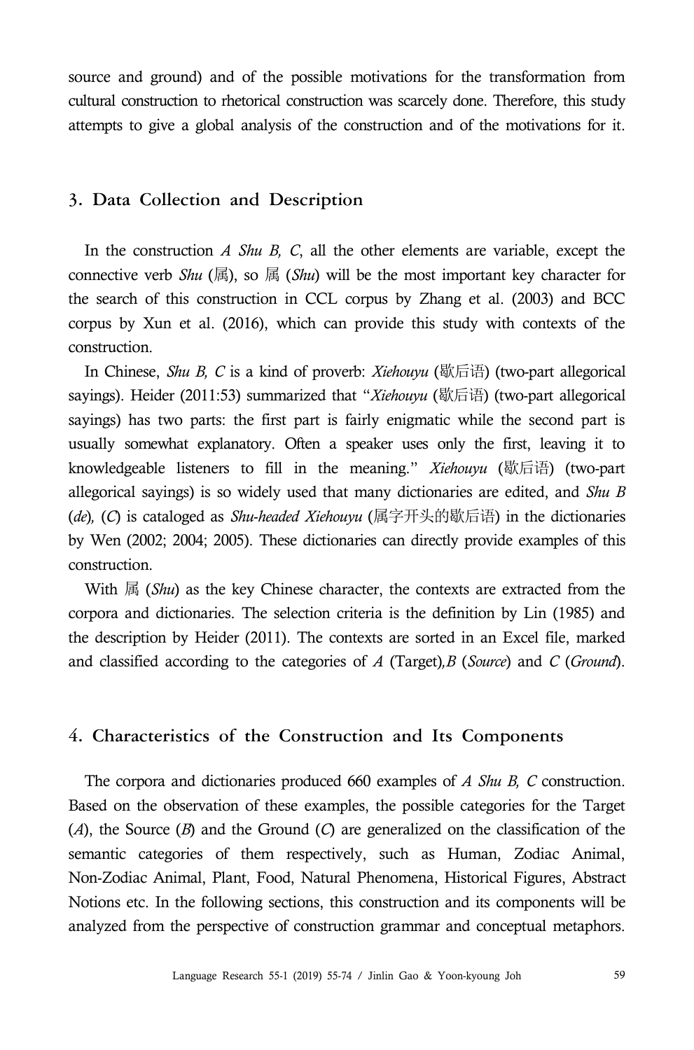source and ground) and of the possible motivations for the transformation from cultural construction to rhetorical construction was scarcely done. Therefore, this study attempts to give a global analysis of the construction and of the motivations for it.

## 3. Data Collection and Description

In the construction *A Shu B, C*, all the other elements are variable, except the connective verb *Shu* (属), so 属 (*Shu*) will be the most important key character for the search of this construction in CCL corpus by Zhang et al. (2003) and BCC corpus by Xun et al. (2016), which can provide this study with contexts of the construction.

In Chinese, *Shu B, C* is a kind of proverb: *Xiehouyu* (歇后语) (two-part allegorical sayings). Heider (2011:53) summarized that "*Xiehouyu* (歇后语) (two-part allegorical sayings) has two parts: the first part is fairly enigmatic while the second part is usually somewhat explanatory. Often a speaker uses only the first, leaving it to knowledgeable listeners to fill in the meaning." *Xiehouyu* (歇后语) (two-part allegorical sayings) is so widely used that many dictionaries are edited, and *Shu B* (*de*), (*C*) is cataloged as *Shu-headed Xiehouyu* (属字开头的歇后语) in the dictionaries by Wen (2002; 2004; 2005). These dictionaries can directly provide examples of this construction.

With 属 (*Shu*) as the key Chinese character, the contexts are extracted from the corpora and dictionaries. The selection criteria is the definition by Lin (1985) and the description by Heider (2011). The contexts are sorted in an Excel file, marked and classified according to the categories of *A* (Target),*B* (*Source*) and *C* (*Ground*).

## 4. Characteristics of the Construction and Its Components

The corpora and dictionaries produced 660 examples of *A Shu B, C* construction. Based on the observation of these examples, the possible categories for the Target (*A*), the Source (*B*) and the Ground (*C*) are generalized on the classification of the semantic categories of them respectively, such as Human, Zodiac Animal, Non-Zodiac Animal, Plant, Food, Natural Phenomena, Historical Figures, Abstract Notions etc. In the following sections, this construction and its components will be analyzed from the perspective of construction grammar and conceptual metaphors.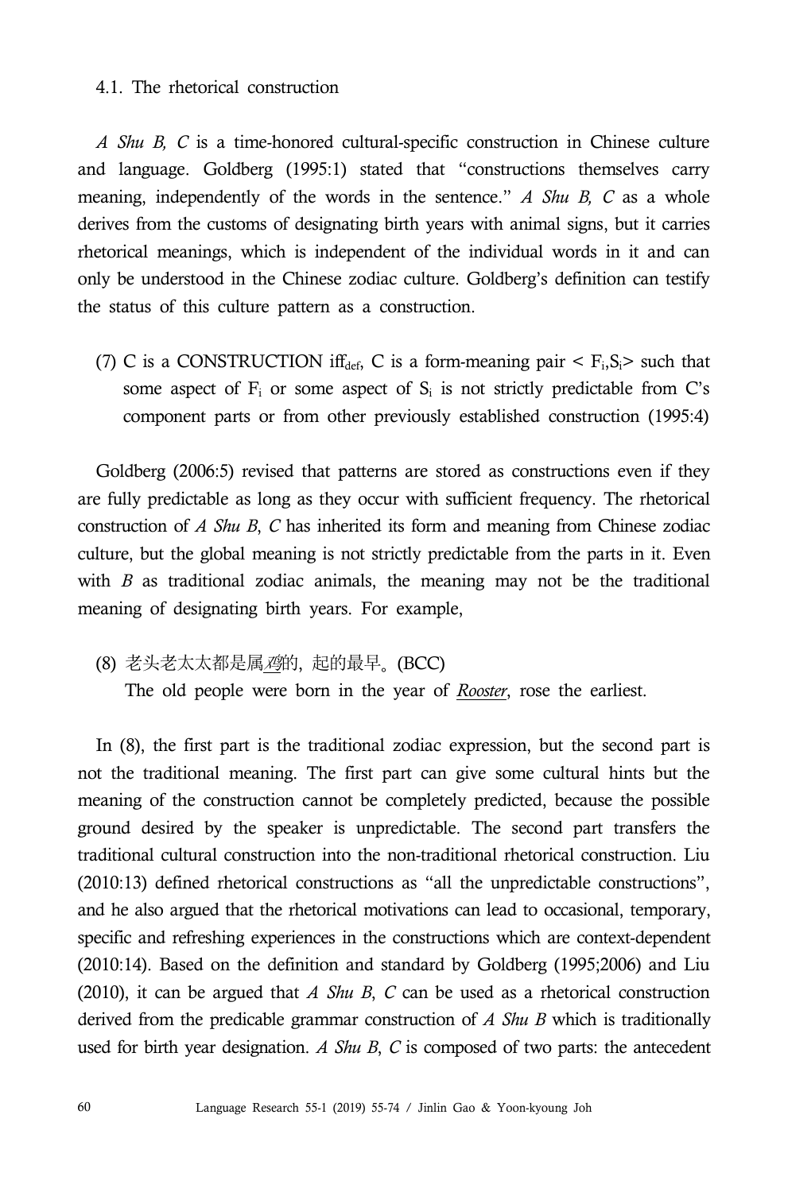4.1. The rhetorical construction

*A Shu B, C* is a time-honored cultural-specific construction in Chinese culture and language. Goldberg (1995:1) stated that "constructions themselves carry meaning, independently of the words in the sentence." *A Shu B, C* as a whole derives from the customs of designating birth years with animal signs, but it carries rhetorical meanings, which is independent of the individual words in it and can only be understood in the Chinese zodiac culture. Goldberg's definition can testify the status of this culture pattern as a construction.

(7) C is a CONSTRUCTION iff$_{def}$, C is a form-meaning pair < $F_i$,$S_i$> such that some aspect of $F_i$ or some aspect of $S_i$ is not strictly predictable from C's component parts or from other previously established construction (1995:4)

Goldberg (2006:5) revised that patterns are stored as constructions even if they are fully predictable as long as they occur with sufficient frequency. The rhetorical construction of *A Shu B*, *C* has inherited its form and meaning from Chinese zodiac culture, but the global meaning is not strictly predictable from the parts in it. Even with *B* as traditional zodiac animals, the meaning may not be the traditional meaning of designating birth years. For example,

(8) 老头老太太都是属*鸡*的, 起的最早。(BCC)
The old people were born in the year of *Rooster*, rose the earliest.

In (8), the first part is the traditional zodiac expression, but the second part is not the traditional meaning. The first part can give some cultural hints but the meaning of the construction cannot be completely predicted, because the possible ground desired by the speaker is unpredictable. The second part transfers the traditional cultural construction into the non-traditional rhetorical construction. Liu (2010:13) defined rhetorical constructions as "all the unpredictable constructions", and he also argued that the rhetorical motivations can lead to occasional, temporary, specific and refreshing experiences in the constructions which are context-dependent (2010:14). Based on the definition and standard by Goldberg (1995;2006) and Liu (2010), it can be argued that *A Shu B*, *C* can be used as a rhetorical construction derived from the predicable grammar construction of *A Shu B* which is traditionally used for birth year designation. *A Shu B*, *C* is composed of two parts: the antecedent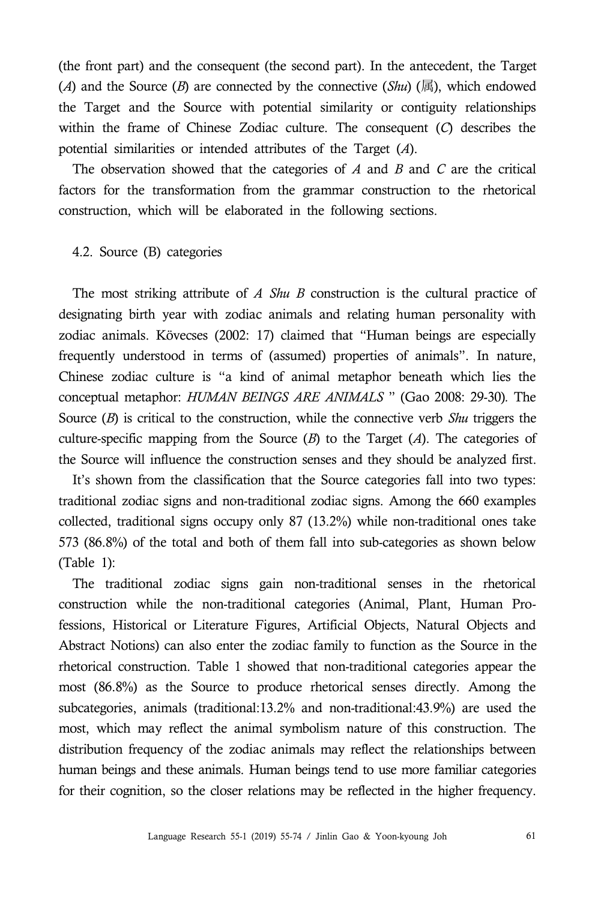(the front part) and the consequent (the second part). In the antecedent, the Target (*A*) and the Source (*B*) are connected by the connective (*Shu*) (属), which endowed the Target and the Source with potential similarity or contiguity relationships within the frame of Chinese Zodiac culture. The consequent (*C*) describes the potential similarities or intended attributes of the Target (*A*).

The observation showed that the categories of *A* and *B* and *C* are the critical factors for the transformation from the grammar construction to the rhetorical construction, which will be elaborated in the following sections.

## 4.2. Source (B) categories

The most striking attribute of *A Shu B* construction is the cultural practice of designating birth year with zodiac animals and relating human personality with zodiac animals. Kövecses (2002: 17) claimed that "Human beings are especially frequently understood in terms of (assumed) properties of animals". In nature, Chinese zodiac culture is "a kind of animal metaphor beneath which lies the conceptual metaphor: *HUMAN BEINGS ARE ANIMALS* " (Gao 2008: 29-30). The Source (*B*) is critical to the construction, while the connective verb *Shu* triggers the culture-specific mapping from the Source (*B*) to the Target (*A*). The categories of the Source will influence the construction senses and they should be analyzed first.

It's shown from the classification that the Source categories fall into two types: traditional zodiac signs and non-traditional zodiac signs. Among the 660 examples collected, traditional signs occupy only 87 (13.2%) while non-traditional ones take 573 (86.8%) of the total and both of them fall into sub-categories as shown below (Table 1):

The traditional zodiac signs gain non-traditional senses in the rhetorical construction while the non-traditional categories (Animal, Plant, Human Professions, Historical or Literature Figures, Artificial Objects, Natural Objects and Abstract Notions) can also enter the zodiac family to function as the Source in the rhetorical construction. Table 1 showed that non-traditional categories appear the most (86.8%) as the Source to produce rhetorical senses directly. Among the subcategories, animals (traditional:13.2% and non-traditional:43.9%) are used the most, which may reflect the animal symbolism nature of this construction. The distribution frequency of the zodiac animals may reflect the relationships between human beings and these animals. Human beings tend to use more familiar categories for their cognition, so the closer relations may be reflected in the higher frequency.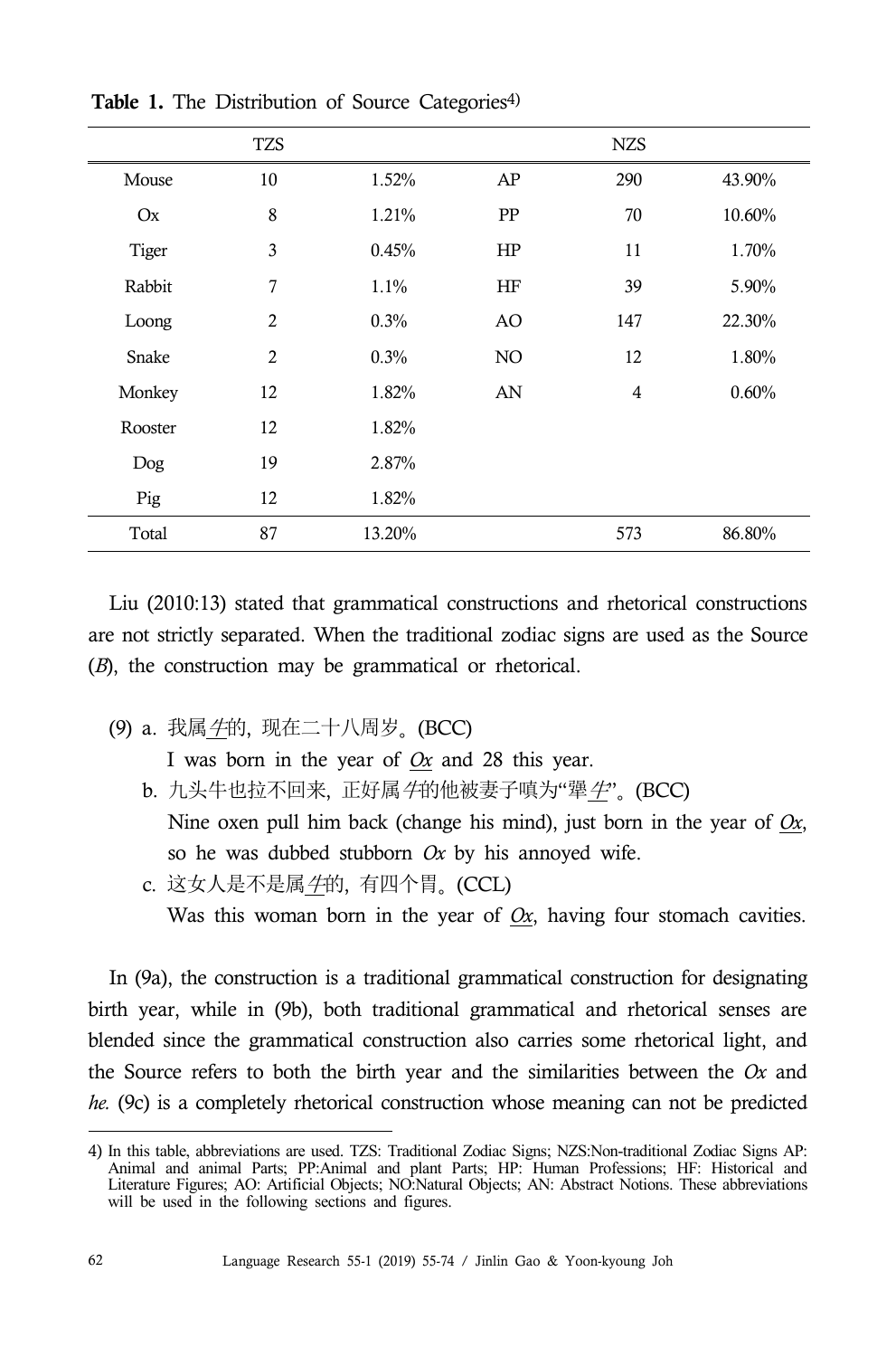**Table 1.** The Distribution of Source Categories[4]

| TZS | | | NZS | | |
|---|---|---|---|---|---|
| Mouse | 10 | 1.52% | AP | 290 | 43.90% |
| Ox | 8 | 1.21% | PP | 70 | 10.60% |
| Tiger | 3 | 0.45% | HP | 11 | 1.70% |
| Rabbit | 7 | 1.1% | HF | 39 | 5.90% |
| Loong | 2 | 0.3% | AO | 147 | 22.30% |
| Snake | 2 | 0.3% | NO | 12 | 1.80% |
| Monkey | 12 | 1.82% | AN | 4 | 0.60% |
| Rooster | 12 | 1.82% | | | |
| Dog | 19 | 2.87% | | | |
| Pig | 12 | 1.82% | | | |
| Total | 87 | 13.20% | | 573 | 86.80% |

Liu (2010:13) stated that grammatical constructions and rhetorical constructions are not strictly separated. When the traditional zodiac signs are used as the Source (*B*), the construction may be grammatical or rhetorical.

(9) a. 我属*牛*的，现在二十八周岁。(BCC)
I was born in the year of *Ox* and 28 this year.

b. 九头牛也拉不回来，正好属*牛*的他被妻子嗔为"犟*牛*"。(BCC)
Nine oxen pull him back (change his mind), just born in the year of *Ox*, so he was dubbed stubborn *Ox* by his annoyed wife.

c. 这女人是不是属*牛*的，有四个胃。(CCL)
Was this woman born in the year of *Ox*, having four stomach cavities.

In (9a), the construction is a traditional grammatical construction for designating birth year, while in (9b), both traditional grammatical and rhetorical senses are blended since the grammatical construction also carries some rhetorical light, and the Source refers to both the birth year and the similarities between the *Ox* and *he.* (9c) is a completely rhetorical construction whose meaning can not be predicted

4) In this table, abbreviations are used. TZS: Traditional Zodiac Signs; NZS:Non-traditional Zodiac Signs AP: Animal and animal Parts; PP:Animal and plant Parts; HP: Human Professions; HF: Historical and Literature Figures; AO: Artificial Objects; NO:Natural Objects; AN: Abstract Notions. These abbreviations will be used in the following sections and figures.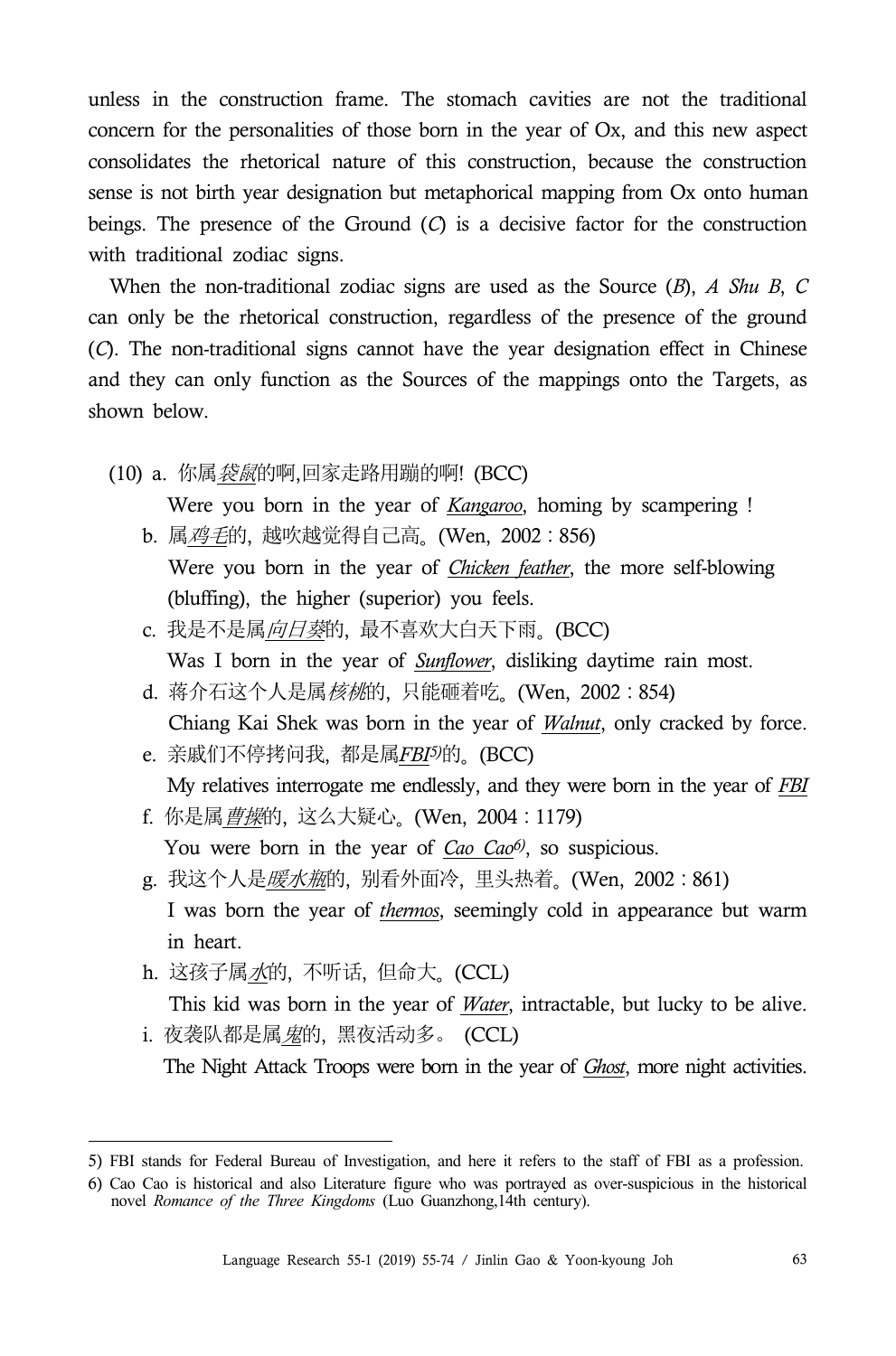unless in the construction frame. The stomach cavities are not the traditional concern for the personalities of those born in the year of Ox, and this new aspect consolidates the rhetorical nature of this construction, because the construction sense is not birth year designation but metaphorical mapping from Ox onto human beings. The presence of the Ground (*C*) is a decisive factor for the construction with traditional zodiac signs.

When the non-traditional zodiac signs are used as the Source (*B*), *A Shu B*, *C* can only be the rhetorical construction, regardless of the presence of the ground (*C*). The non-traditional signs cannot have the year designation effect in Chinese and they can only function as the Sources of the mappings onto the Targets, as shown below.

(10) a. 你属*<u>袋鼠</u>*的啊,回家走路用蹦的啊! (BCC)
   Were you born in the year of *<u>Kangaroo</u>*, homing by scampering !

b. 属*<u>鸡毛</u>*的，越吹越觉得自己高。(Wen, 2002 : 856)
   Were you born in the year of *<u>Chicken feather</u>*, the more self-blowing (bluffing), the higher (superior) you feels.

c. 我是不是属*<u>向日葵</u>*的，最不喜欢大白天下雨。(BCC)
   Was I born in the year of *<u>Sunflower</u>*, disliking daytime rain most.

d. 蒋介石这个人是属*<u>核桃</u>*的，只能砸着吃。(Wen, 2002 : 854)
   Chiang Kai Shek was born in the year of *<u>Walnut</u>*, only cracked by force.

e. 亲戚们不停拷问我，都是属*<u>FBI</u>*[5]的。(BCC)
   My relatives interrogate me endlessly, and they were born in the year of *<u>FBI</u>*

f. 你是属*<u>曹操</u>*的，这么大疑心。(Wen, 2004 : 1179)
   You were born in the year of *<u>Cao Cao</u>*[6], so suspicious.

g. 我这个人是*<u>暖水瓶</u>*的，别看外面冷，里头热着。(Wen, 2002 : 861)
   I was born the year of *<u>thermos</u>*, seemingly cold in appearance but warm in heart.

h. 这孩子属*<u>水</u>*的，不听话，但命大。(CCL)
   This kid was born in the year of *<u>Water</u>*, intractable, but lucky to be alive.

i. 夜袭队都是属*<u>鬼</u>*的，黑夜活动多。 (CCL)
   The Night Attack Troops were born in the year of *<u>Ghost</u>*, more night activities.

---

5) FBI stands for Federal Bureau of Investigation, and here it refers to the staff of FBI as a profession.

6) Cao Cao is historical and also Literature figure who was portrayed as over-suspicious in the historical novel *Romance of the Three Kingdoms* (Luo Guanzhong,14th century).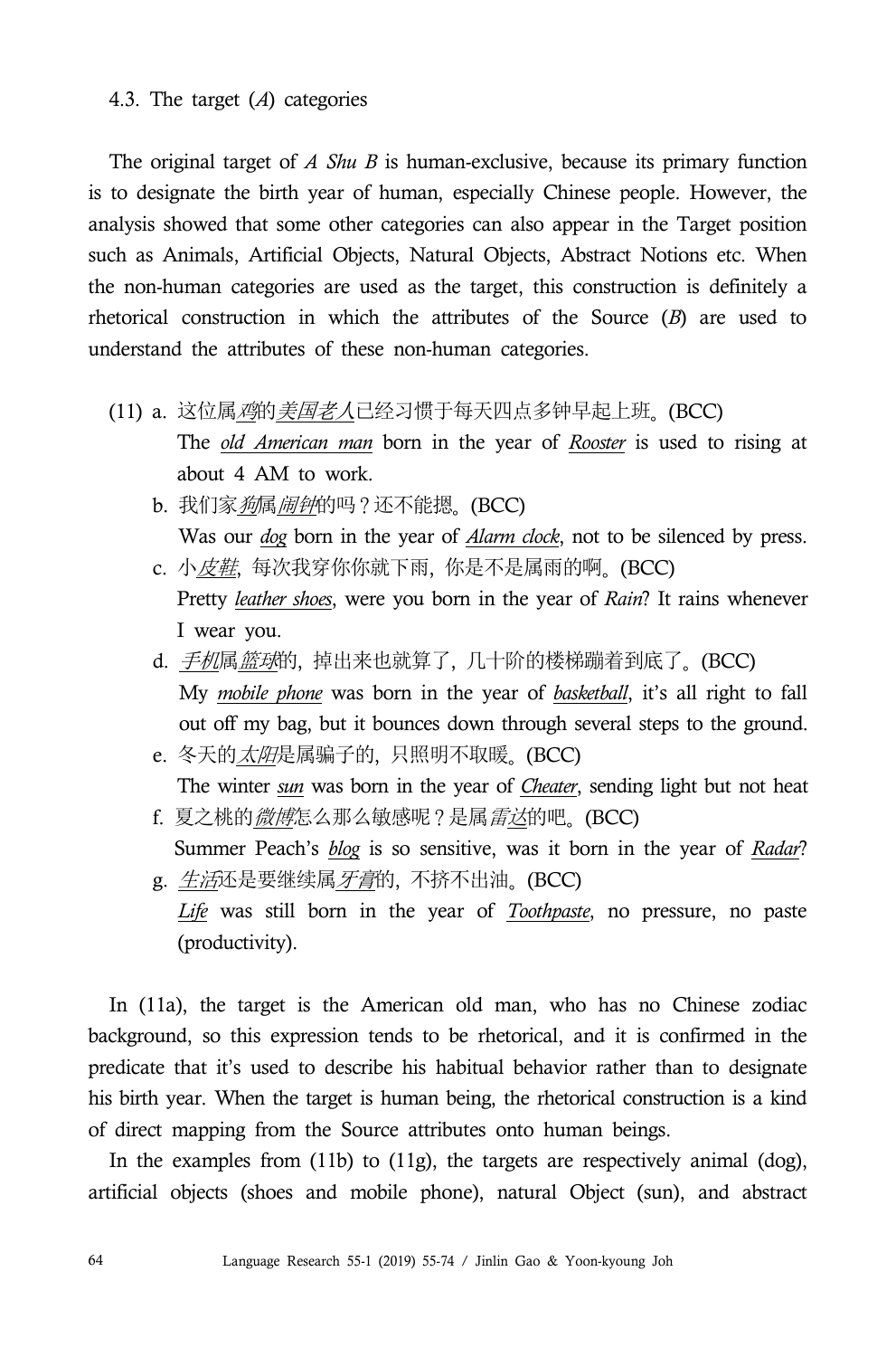4.3. The target (*A*) categories

The original target of *A Shu B* is human-exclusive, because its primary function is to designate the birth year of human, especially Chinese people. However, the analysis showed that some other categories can also appear in the Target position such as Animals, Artificial Objects, Natural Objects, Abstract Notions etc. When the non-human categories are used as the target, this construction is definitely a rhetorical construction in which the attributes of the Source (*B*) are used to understand the attributes of these non-human categories.

(11) a. 这位属*鸡*的*美国老人*已经习惯于每天四点多钟早起上班。(BCC)  
The *old American man* born in the year of *Rooster* is used to rising at about 4 AM to work.

b. 我们家*狗*属*闹钟*的吗？还不能摁。(BCC)  
Was our *dog* born in the year of *Alarm clock*, not to be silenced by press.

c. 小*皮鞋*，每次我穿你你就下雨，你是不是属雨的啊。(BCC)  
Pretty *leather shoes*, were you born in the year of *Rain*? It rains whenever I wear you.

d. *手机*属*篮球*的，掉出来也就算了，几十阶的楼梯蹦着到底了。(BCC)  
My *mobile phone* was born in the year of *basketball*, it's all right to fall out off my bag, but it bounces down through several steps to the ground.

e. 冬天的*太阳*是属骗子的，只照明不取暖。(BCC)  
The winter *sun* was born in the year of *Cheater*, sending light but not heat

f. 夏之桃的*微博*怎么那么敏感呢？是属*雷达*的吧。(BCC)  
Summer Peach's *blog* is so sensitive, was it born in the year of *Radar*?

g. *生活*还是要继续属*牙膏*的，不挤不出油。(BCC)  
*Life* was still born in the year of *Toothpaste*, no pressure, no paste (productivity).

In (11a), the target is the American old man, who has no Chinese zodiac background, so this expression tends to be rhetorical, and it is confirmed in the predicate that it's used to describe his habitual behavior rather than to designate his birth year. When the target is human being, the rhetorical construction is a kind of direct mapping from the Source attributes onto human beings.

In the examples from (11b) to (11g), the targets are respectively animal (dog), artificial objects (shoes and mobile phone), natural Object (sun), and abstract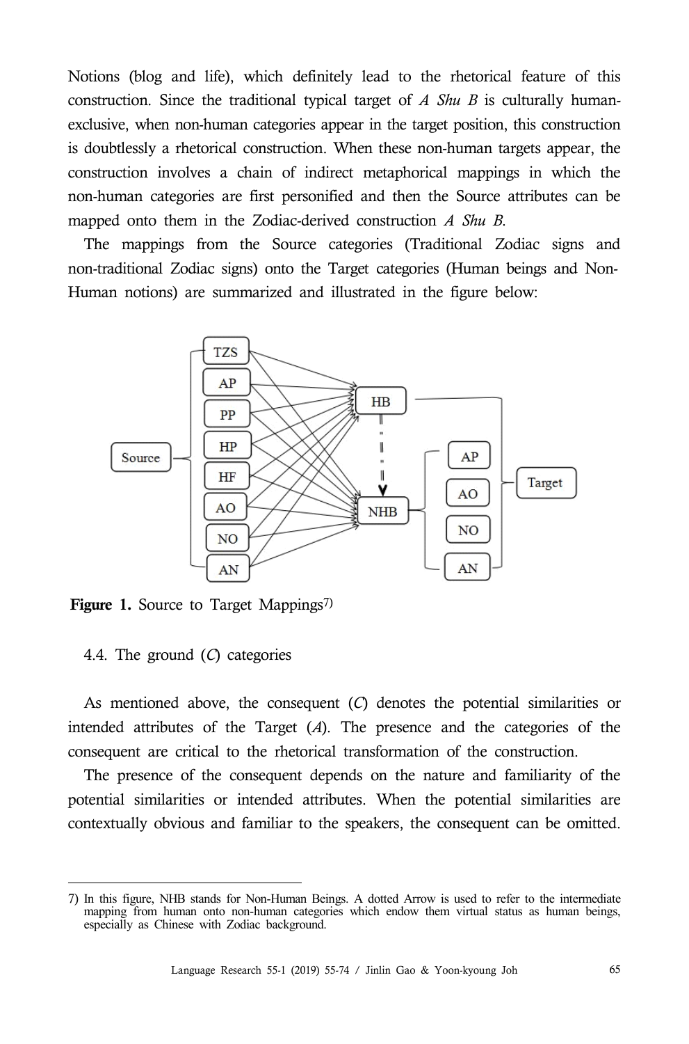Notions (blog and life), which definitely lead to the rhetorical feature of this construction. Since the traditional typical target of *A Shu B* is culturally human-exclusive, when non-human categories appear in the target position, this construction is doubtlessly a rhetorical construction. When these non-human targets appear, the construction involves a chain of indirect metaphorical mappings in which the non-human categories are first personified and then the Source attributes can be mapped onto them in the Zodiac-derived construction *A Shu B*.

The mappings from the Source categories (Traditional Zodiac signs and non-traditional Zodiac signs) onto the Target categories (Human beings and Non-Human notions) are summarized and illustrated in the figure below:

**Figure 1.** Source to Target Mappings[7]

4.4. The ground (*C*) categories

As mentioned above, the consequent (*C*) denotes the potential similarities or intended attributes of the Target (*A*). The presence and the categories of the consequent are critical to the rhetorical transformation of the construction.

The presence of the consequent depends on the nature and familiarity of the potential similarities or intended attributes. When the potential similarities are contextually obvious and familiar to the speakers, the consequent can be omitted.

---

7) In this figure, NHB stands for Non-Human Beings. A dotted Arrow is used to refer to the intermediate mapping from human onto non-human categories which endow them virtual status as human beings, especially as Chinese with Zodiac background.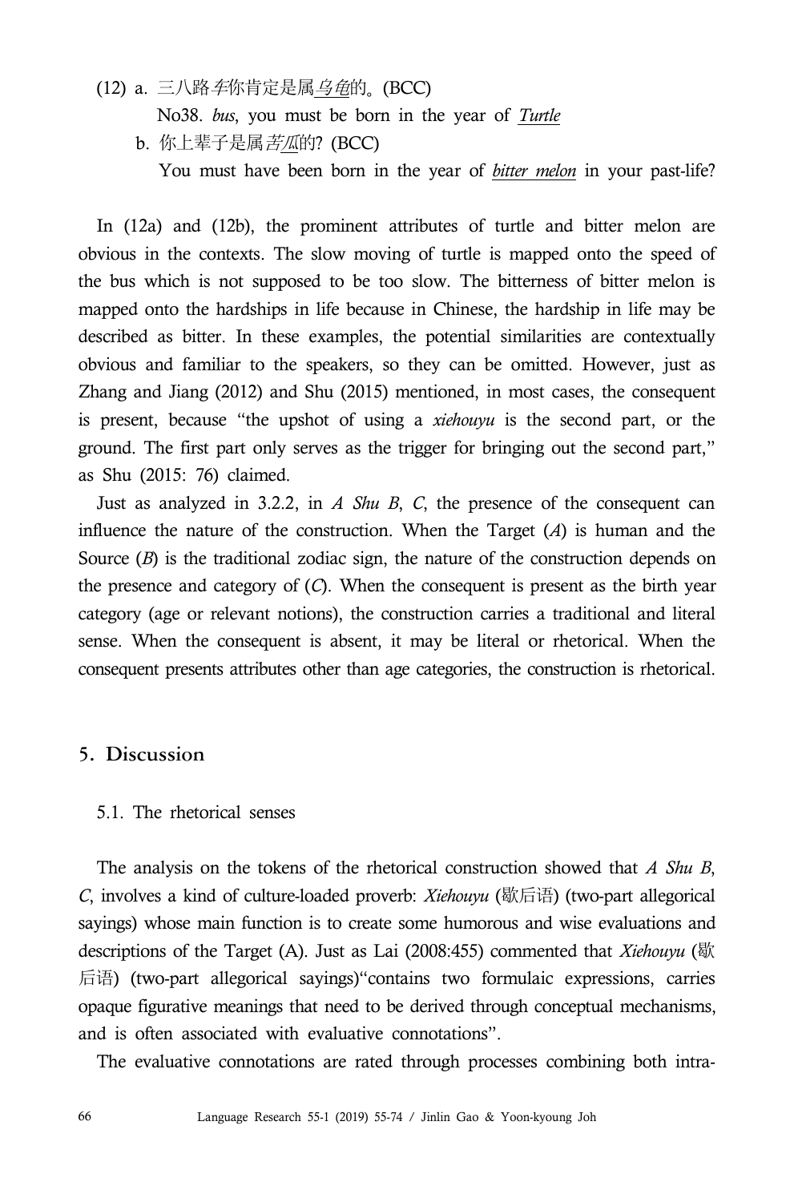(12) a. 三八路*车*你肯定是属*乌龟*的。(BCC)

No38. *bus*, you must be born in the year of ***Turtle***

b. 你上辈子是属*苦瓜*的? (BCC)

You must have been born in the year of ***bitter melon*** in your past-life?

In (12a) and (12b), the prominent attributes of turtle and bitter melon are obvious in the contexts. The slow moving of turtle is mapped onto the speed of the bus which is not supposed to be too slow. The bitterness of bitter melon is mapped onto the hardships in life because in Chinese, the hardship in life may be described as bitter. In these examples, the potential similarities are contextually obvious and familiar to the speakers, so they can be omitted. However, just as Zhang and Jiang (2012) and Shu (2015) mentioned, in most cases, the consequent is present, because "the upshot of using a *xiehouyu* is the second part, or the ground. The first part only serves as the trigger for bringing out the second part," as Shu (2015: 76) claimed.

Just as analyzed in 3.2.2, in *A Shu B*, *C*, the presence of the consequent can influence the nature of the construction. When the Target (*A*) is human and the Source (*B*) is the traditional zodiac sign, the nature of the construction depends on the presence and category of (*C*). When the consequent is present as the birth year category (age or relevant notions), the construction carries a traditional and literal sense. When the consequent is absent, it may be literal or rhetorical. When the consequent presents attributes other than age categories, the construction is rhetorical.

## 5. Discussion

### 5.1. The rhetorical senses

The analysis on the tokens of the rhetorical construction showed that *A Shu B*, *C*, involves a kind of culture-loaded proverb: *Xiehouyu* (歇后语) (two-part allegorical sayings) whose main function is to create some humorous and wise evaluations and descriptions of the Target (A). Just as Lai (2008:455) commented that *Xiehouyu* (歇后语) (two-part allegorical sayings)"contains two formulaic expressions, carries opaque figurative meanings that need to be derived through conceptual mechanisms, and is often associated with evaluative connotations".

The evaluative connotations are rated through processes combining both intra-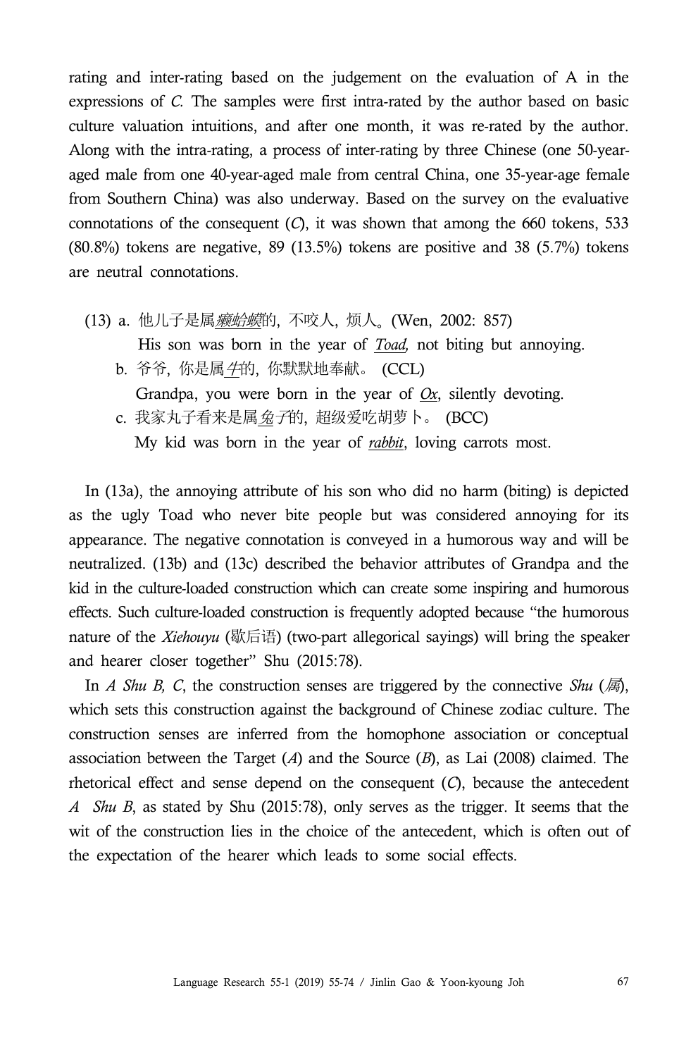rating and inter-rating based on the judgement on the evaluation of A in the expressions of *C*. The samples were first intra-rated by the author based on basic culture valuation intuitions, and after one month, it was re-rated by the author. Along with the intra-rating, a process of inter-rating by three Chinese (one 50-year-aged male from one 40-year-aged male from central China, one 35-year-age female from Southern China) was also underway. Based on the survey on the evaluative connotations of the consequent (*C*), it was shown that among the 660 tokens, 533 (80.8%) tokens are negative, 89 (13.5%) tokens are positive and 38 (5.7%) tokens are neutral connotations.

(13) a. 他儿子是属*癞蛤蟆*的，不咬人，烦人。(Wen, 2002: 857)
His son was born in the year of ***Toad,*** not biting but annoying.
b. 爷爷，你是属*牛*的，你默默地奉献。 (CCL)
Grandpa, you were born in the year of ***Ox***, silently devoting.
c. 我家丸子看来是属*兔子*的，超级爱吃胡萝卜。 (BCC)
My kid was born in the year of ***rabbit***, loving carrots most.

In (13a), the annoying attribute of his son who did no harm (biting) is depicted as the ugly Toad who never bite people but was considered annoying for its appearance. The negative connotation is conveyed in a humorous way and will be neutralized. (13b) and (13c) described the behavior attributes of Grandpa and the kid in the culture-loaded construction which can create some inspiring and humorous effects. Such culture-loaded construction is frequently adopted because "the humorous nature of the *Xiehouyu* (歇后语) (two-part allegorical sayings) will bring the speaker and hearer closer together" Shu (2015:78).

In *A Shu B, C*, the construction senses are triggered by the connective *Shu* (属), which sets this construction against the background of Chinese zodiac culture. The construction senses are inferred from the homophone association or conceptual association between the Target (*A*) and the Source (*B*), as Lai (2008) claimed. The rhetorical effect and sense depend on the consequent (*C*), because the antecedent *A Shu B*, as stated by Shu (2015:78), only serves as the trigger. It seems that the wit of the construction lies in the choice of the antecedent, which is often out of the expectation of the hearer which leads to some social effects.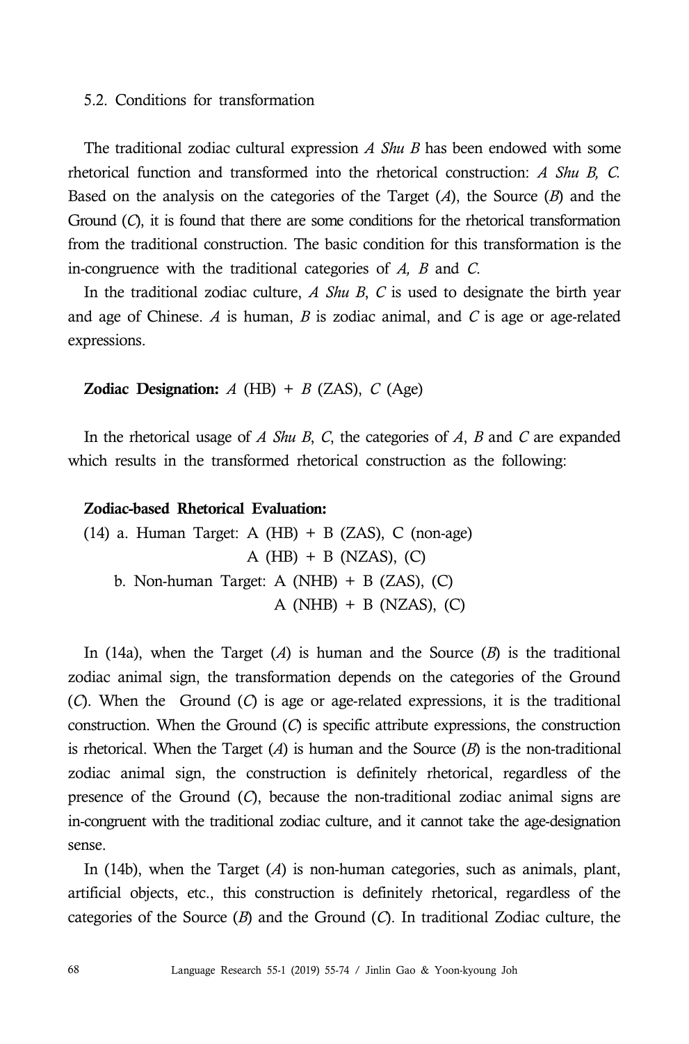### 5.2. Conditions for transformation

The traditional zodiac cultural expression *A Shu B* has been endowed with some rhetorical function and transformed into the rhetorical construction: *A Shu B, C.* Based on the analysis on the categories of the Target (*A*), the Source (*B*) and the Ground (*C*), it is found that there are some conditions for the rhetorical transformation from the traditional construction. The basic condition for this transformation is the in-congruence with the traditional categories of *A, B* and *C*.

In the traditional zodiac culture, *A Shu B*, *C* is used to designate the birth year and age of Chinese. *A* is human, *B* is zodiac animal, and *C* is age or age-related expressions.

**Zodiac Designation:** *A* (HB) + *B* (ZAS), *C* (Age)

In the rhetorical usage of *A Shu B*, *C*, the categories of *A*, *B* and *C* are expanded which results in the transformed rhetorical construction as the following:

**Zodiac-based Rhetorical Evaluation:**

(14) a. Human Target: A (HB) + B (ZAS), C (non-age)
A (HB) + B (NZAS), (C)
b. Non-human Target: A (NHB) + B (ZAS), (C)
A (NHB) + B (NZAS), (C)

In (14a), when the Target (*A*) is human and the Source (*B*) is the traditional zodiac animal sign, the transformation depends on the categories of the Ground (*C*). When the Ground (*C*) is age or age-related expressions, it is the traditional construction. When the Ground (*C*) is specific attribute expressions, the construction is rhetorical. When the Target (*A*) is human and the Source (*B*) is the non-traditional zodiac animal sign, the construction is definitely rhetorical, regardless of the presence of the Ground (*C*), because the non-traditional zodiac animal signs are in-congruent with the traditional zodiac culture, and it cannot take the age-designation sense.

In (14b), when the Target (*A*) is non-human categories, such as animals, plant, artificial objects, etc., this construction is definitely rhetorical, regardless of the categories of the Source (*B*) and the Ground (*C*). In traditional Zodiac culture, the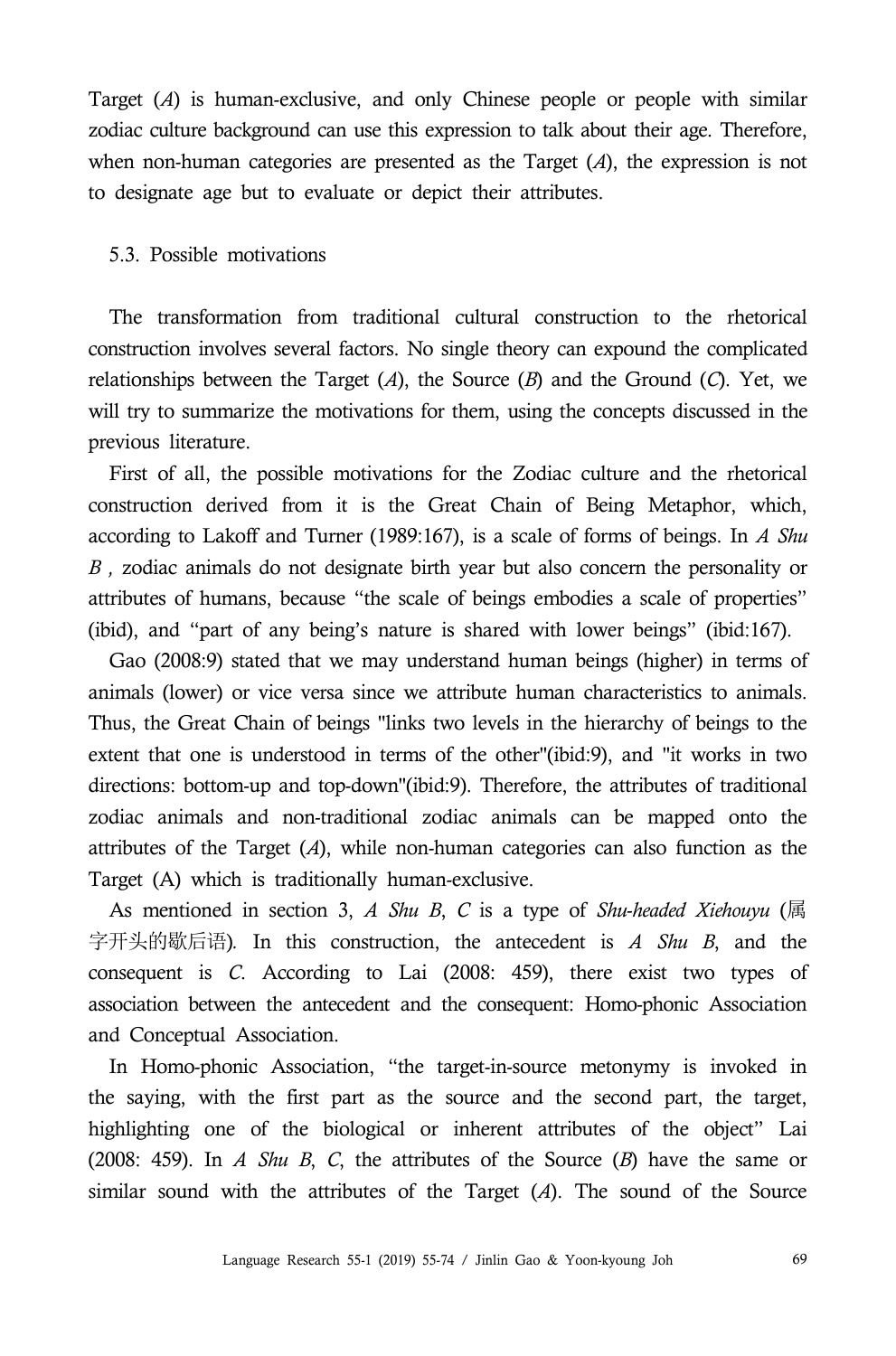Target (*A*) is human-exclusive, and only Chinese people or people with similar zodiac culture background can use this expression to talk about their age. Therefore, when non-human categories are presented as the Target (*A*), the expression is not to designate age but to evaluate or depict their attributes.

### 5.3. Possible motivations

The transformation from traditional cultural construction to the rhetorical construction involves several factors. No single theory can expound the complicated relationships between the Target (*A*), the Source (*B*) and the Ground (*C*). Yet, we will try to summarize the motivations for them, using the concepts discussed in the previous literature.

First of all, the possible motivations for the Zodiac culture and the rhetorical construction derived from it is the Great Chain of Being Metaphor, which, according to Lakoff and Turner (1989:167), is a scale of forms of beings. In *A Shu B ,* zodiac animals do not designate birth year but also concern the personality or attributes of humans, because "the scale of beings embodies a scale of properties" (ibid), and "part of any being's nature is shared with lower beings" (ibid:167).

Gao (2008:9) stated that we may understand human beings (higher) in terms of animals (lower) or vice versa since we attribute human characteristics to animals. Thus, the Great Chain of beings "links two levels in the hierarchy of beings to the extent that one is understood in terms of the other"(ibid:9), and "it works in two directions: bottom-up and top-down"(ibid:9). Therefore, the attributes of traditional zodiac animals and non-traditional zodiac animals can be mapped onto the attributes of the Target (*A*), while non-human categories can also function as the Target (A) which is traditionally human-exclusive.

As mentioned in section 3, *A Shu B*, *C* is a type of *Shu-headed Xiehouyu* (属字开头的歇后语). In this construction, the antecedent is *A Shu B*, and the consequent is *C*. According to Lai (2008: 459), there exist two types of association between the antecedent and the consequent: Homo-phonic Association and Conceptual Association.

In Homo-phonic Association, "the target-in-source metonymy is invoked in the saying, with the first part as the source and the second part, the target, highlighting one of the biological or inherent attributes of the object" Lai (2008: 459). In *A Shu B*, *C*, the attributes of the Source (*B*) have the same or similar sound with the attributes of the Target (*A*). The sound of the Source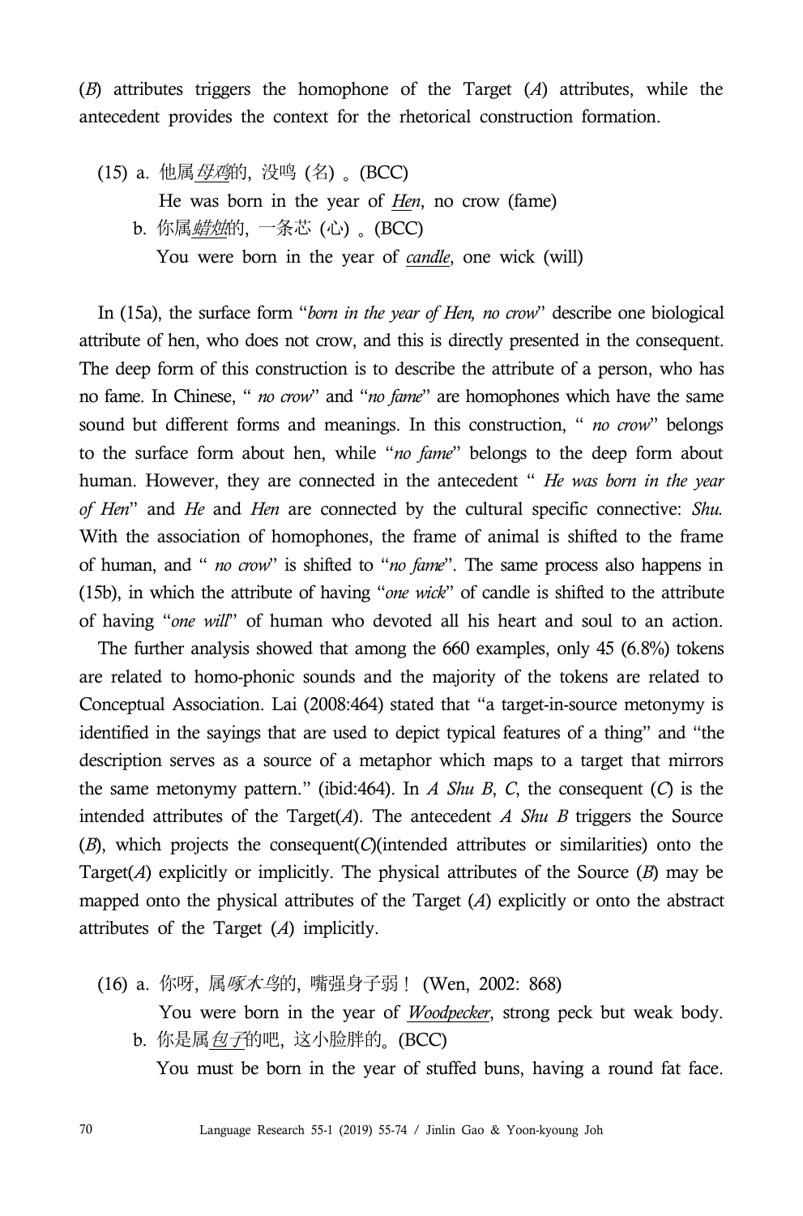(*B*) attributes triggers the homophone of the Target (*A*) attributes, while the antecedent provides the context for the rhetorical construction formation.

(15) a. 他属*母鸡*的，没鸣（名）。(BCC)

He was born in the year of *Hen*, no crow (fame)

b. 你属*蜡烛*的，一条芯（心）。(BCC)

You were born in the year of *candle*, one wick (will)

In (15a), the surface form "*born in the year of Hen, no crow*" describe one biological attribute of hen, who does not crow, and this is directly presented in the consequent. The deep form of this construction is to describe the attribute of a person, who has no fame. In Chinese, " *no crow*" and "*no fame*" are homophones which have the same sound but different forms and meanings. In this construction, " *no crow*" belongs to the surface form about hen, while "*no fame*" belongs to the deep form about human. However, they are connected in the antecedent " *He was born in the year of Hen*" and *He* and *Hen* are connected by the cultural specific connective: *Shu*. With the association of homophones, the frame of animal is shifted to the frame of human, and " *no crow*" is shifted to "*no fame*". The same process also happens in (15b), in which the attribute of having "*one wick*" of candle is shifted to the attribute of having "*one will*" of human who devoted all his heart and soul to an action.

The further analysis showed that among the 660 examples, only 45 (6.8%) tokens are related to homo-phonic sounds and the majority of the tokens are related to Conceptual Association. Lai (2008:464) stated that "a target-in-source metonymy is identified in the sayings that are used to depict typical features of a thing" and "the description serves as a source of a metaphor which maps to a target that mirrors the same metonymy pattern." (ibid:464). In *A Shu B*, *C*, the consequent (*C*) is the intended attributes of the Target(*A*). The antecedent *A Shu B* triggers the Source (*B*), which projects the consequent(*C*)(intended attributes or similarities) onto the Target(*A*) explicitly or implicitly. The physical attributes of the Source (*B*) may be mapped onto the physical attributes of the Target (*A*) explicitly or onto the abstract attributes of the Target (*A*) implicitly.

(16) a. 你呀，属*啄木鸟*的，嘴强身子弱！ (Wen, 2002: 868)

You were born in the year of *Woodpecker*, strong peck but weak body.

b. 你是属*包子*的吧，这小脸胖的。(BCC)

You must be born in the year of stuffed buns, having a round fat face.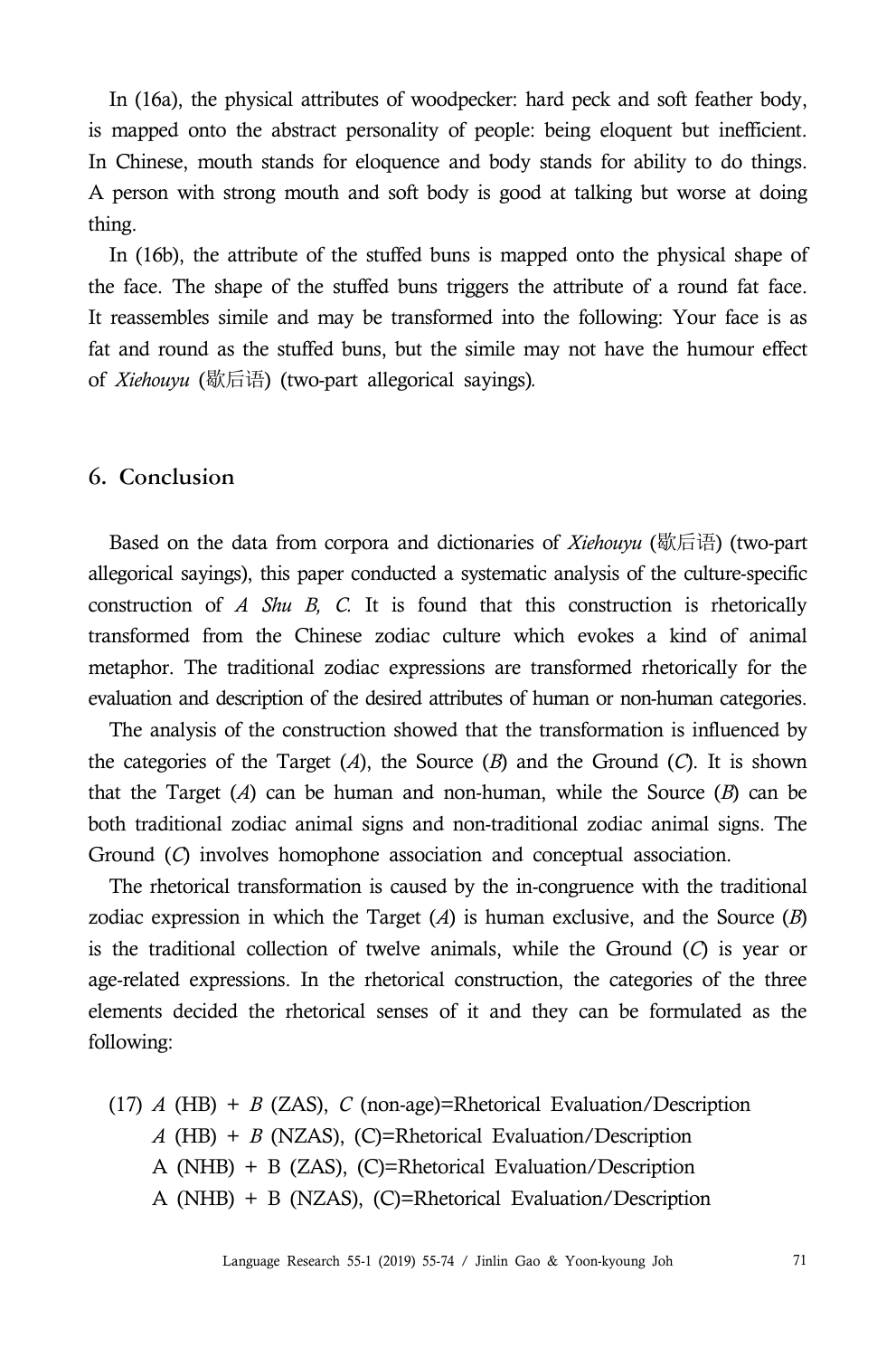In (16a), the physical attributes of woodpecker: hard peck and soft feather body, is mapped onto the abstract personality of people: being eloquent but inefficient. In Chinese, mouth stands for eloquence and body stands for ability to do things. A person with strong mouth and soft body is good at talking but worse at doing thing.

In (16b), the attribute of the stuffed buns is mapped onto the physical shape of the face. The shape of the stuffed buns triggers the attribute of a round fat face. It reassembles simile and may be transformed into the following: Your face is as fat and round as the stuffed buns, but the simile may not have the humour effect of *Xiehouyu* (歇后语) (two-part allegorical sayings).

## 6. Conclusion

Based on the data from corpora and dictionaries of *Xiehouyu* (歇后语) (two-part allegorical sayings), this paper conducted a systematic analysis of the culture-specific construction of *A Shu B, C.* It is found that this construction is rhetorically transformed from the Chinese zodiac culture which evokes a kind of animal metaphor. The traditional zodiac expressions are transformed rhetorically for the evaluation and description of the desired attributes of human or non-human categories.

The analysis of the construction showed that the transformation is influenced by the categories of the Target (*A*), the Source (*B*) and the Ground (*C*). It is shown that the Target (*A*) can be human and non-human, while the Source (*B*) can be both traditional zodiac animal signs and non-traditional zodiac animal signs. The Ground (*C*) involves homophone association and conceptual association.

The rhetorical transformation is caused by the in-congruence with the traditional zodiac expression in which the Target (*A*) is human exclusive, and the Source (*B*) is the traditional collection of twelve animals, while the Ground (*C*) is year or age-related expressions. In the rhetorical construction, the categories of the three elements decided the rhetorical senses of it and they can be formulated as the following:

(17) *A* (HB) + *B* (ZAS), *C* (non-age)=Rhetorical Evaluation/Description
 *A* (HB) + *B* (NZAS), (C)=Rhetorical Evaluation/Description
 A (NHB) + B (ZAS), (C)=Rhetorical Evaluation/Description
 A (NHB) + B (NZAS), (C)=Rhetorical Evaluation/Description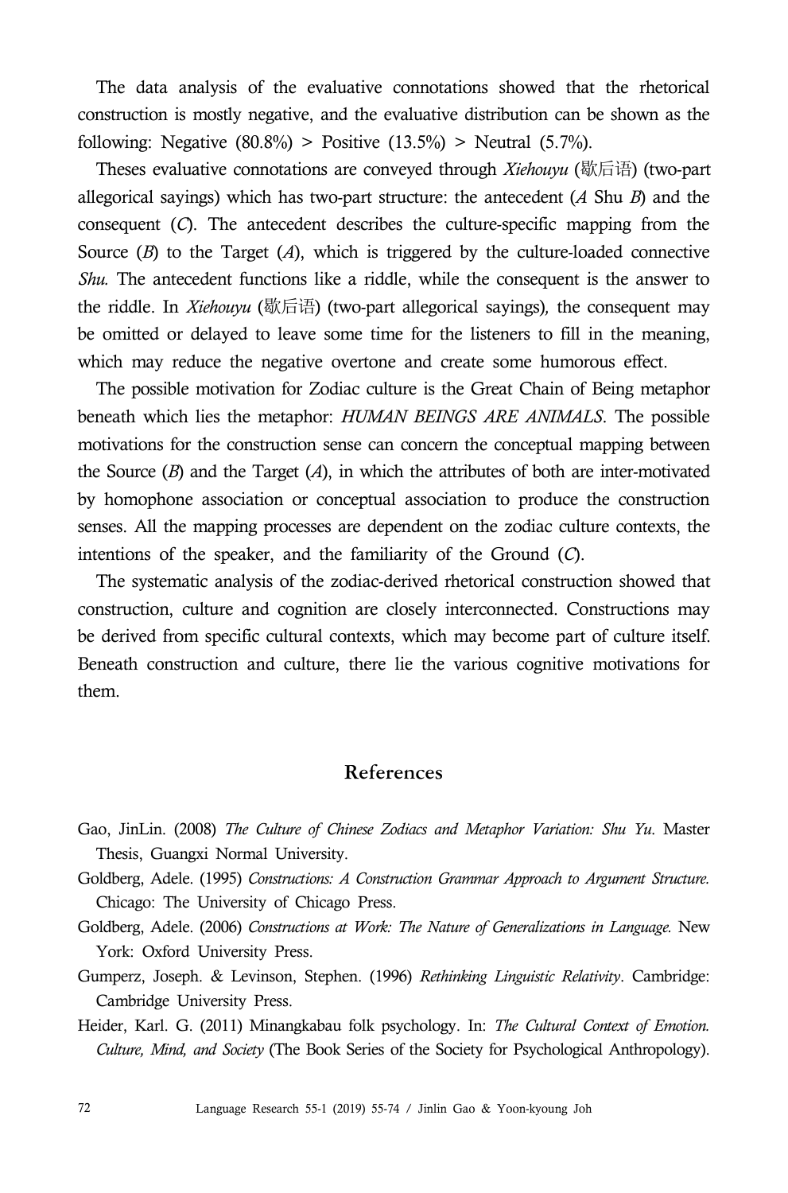The data analysis of the evaluative connotations showed that the rhetorical construction is mostly negative, and the evaluative distribution can be shown as the following: Negative (80.8%) > Positive (13.5%) > Neutral (5.7%).

Theses evaluative connotations are conveyed through *Xiehouyu* (歇后语) (two-part allegorical sayings) which has two-part structure: the antecedent (*A* Shu *B*) and the consequent (*C*). The antecedent describes the culture-specific mapping from the Source (*B*) to the Target (*A*), which is triggered by the culture-loaded connective *Shu.* The antecedent functions like a riddle, while the consequent is the answer to the riddle. In *Xiehouyu* (歇后语) (two-part allegorical sayings)*,* the consequent may be omitted or delayed to leave some time for the listeners to fill in the meaning, which may reduce the negative overtone and create some humorous effect.

The possible motivation for Zodiac culture is the Great Chain of Being metaphor beneath which lies the metaphor: *HUMAN BEINGS ARE ANIMALS*. The possible motivations for the construction sense can concern the conceptual mapping between the Source (*B*) and the Target (*A*), in which the attributes of both are inter-motivated by homophone association or conceptual association to produce the construction senses. All the mapping processes are dependent on the zodiac culture contexts, the intentions of the speaker, and the familiarity of the Ground (*C*).

The systematic analysis of the zodiac-derived rhetorical construction showed that construction, culture and cognition are closely interconnected. Constructions may be derived from specific cultural contexts, which may become part of culture itself. Beneath construction and culture, there lie the various cognitive motivations for them.

## References

Gao, JinLin. (2008) *The Culture of Chinese Zodiacs and Metaphor Variation: Shu Yu*. Master Thesis, Guangxi Normal University.

Goldberg, Adele. (1995) *Constructions: A Construction Grammar Approach to Argument Structure.* Chicago: The University of Chicago Press.

Goldberg, Adele. (2006) *Constructions at Work: The Nature of Generalizations in Language.* New York: Oxford University Press.

Gumperz, Joseph. & Levinson, Stephen. (1996) *Rethinking Linguistic Relativity*. Cambridge: Cambridge University Press.

Heider, Karl. G. (2011) Minangkabau folk psychology. In: *The Cultural Context of Emotion. Culture, Mind, and Society* (The Book Series of the Society for Psychological Anthropology).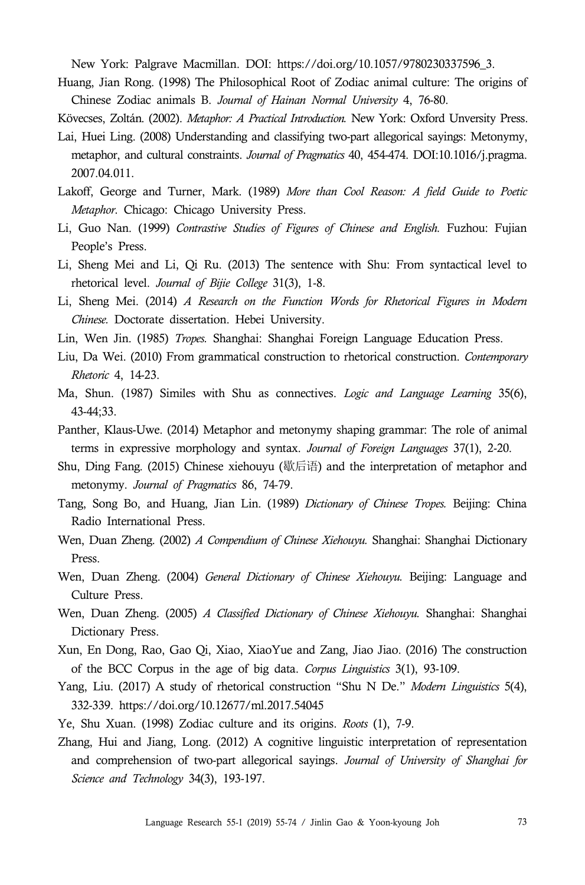New York: Palgrave Macmillan. DOI: https://doi.org/10.1057/9780230337596_3.

Huang, Jian Rong. (1998) The Philosophical Root of Zodiac animal culture: The origins of Chinese Zodiac animals B. *Journal of Hainan Normal University* 4, 76-80.

Kövecses, Zoltán. (2002). *Metaphor: A Practical Introduction.* New York: Oxford Unversity Press.

Lai, Huei Ling. (2008) Understanding and classifying two-part allegorical sayings: Metonymy, metaphor, and cultural constraints. *Journal of Pragmatics* 40, 454-474. DOI:10.1016/j.pragma.2007.04.011.

Lakoff, George and Turner, Mark. (1989) *More than Cool Reason: A field Guide to Poetic Metaphor*. Chicago: Chicago University Press.

Li, Guo Nan. (1999) *Contrastive Studies of Figures of Chinese and English.* Fuzhou: Fujian People's Press.

Li, Sheng Mei and Li, Qi Ru. (2013) The sentence with Shu: From syntactical level to rhetorical level. *Journal of Bijie College* 31(3), 1-8.

Li, Sheng Mei. (2014) *A Research on the Function Words for Rhetorical Figures in Modern Chinese.* Doctorate dissertation. Hebei University.

Lin, Wen Jin. (1985) *Tropes.* Shanghai: Shanghai Foreign Language Education Press.

Liu, Da Wei. (2010) From grammatical construction to rhetorical construction. *Contemporary Rhetoric* 4, 14-23.

Ma, Shun. (1987) Similes with Shu as connectives. *Logic and Language Learning* 35(6), 43-44;33.

Panther, Klaus-Uwe. (2014) Metaphor and metonymy shaping grammar: The role of animal terms in expressive morphology and syntax. *Journal of Foreign Languages* 37(1), 2-20.

Shu, Ding Fang. (2015) Chinese xiehouyu (歇后语) and the interpretation of metaphor and metonymy. *Journal of Pragmatics* 86, 74-79.

Tang, Song Bo, and Huang, Jian Lin. (1989) *Dictionary of Chinese Tropes.* Beijing: China Radio International Press.

Wen, Duan Zheng. (2002) *A Compendium of Chinese Xiehouyu.* Shanghai: Shanghai Dictionary Press.

Wen, Duan Zheng. (2004) *General Dictionary of Chinese Xiehouyu.* Beijing: Language and Culture Press.

Wen, Duan Zheng. (2005) *A Classified Dictionary of Chinese Xiehouyu.* Shanghai: Shanghai Dictionary Press.

Xun, En Dong, Rao, Gao Qi, Xiao, XiaoYue and Zang, Jiao Jiao. (2016) The construction of the BCC Corpus in the age of big data. *Corpus Linguistics* 3(1), 93-109.

Yang, Liu. (2017) A study of rhetorical construction "Shu N De." *Modern Linguistics* 5(4), 332-339. https://doi.org/10.12677/ml.2017.54045

Ye, Shu Xuan. (1998) Zodiac culture and its origins. *Roots* (1), 7-9.

Zhang, Hui and Jiang, Long. (2012) A cognitive linguistic interpretation of representation and comprehension of two-part allegorical sayings. *Journal of University of Shanghai for Science and Technology* 34(3), 193-197.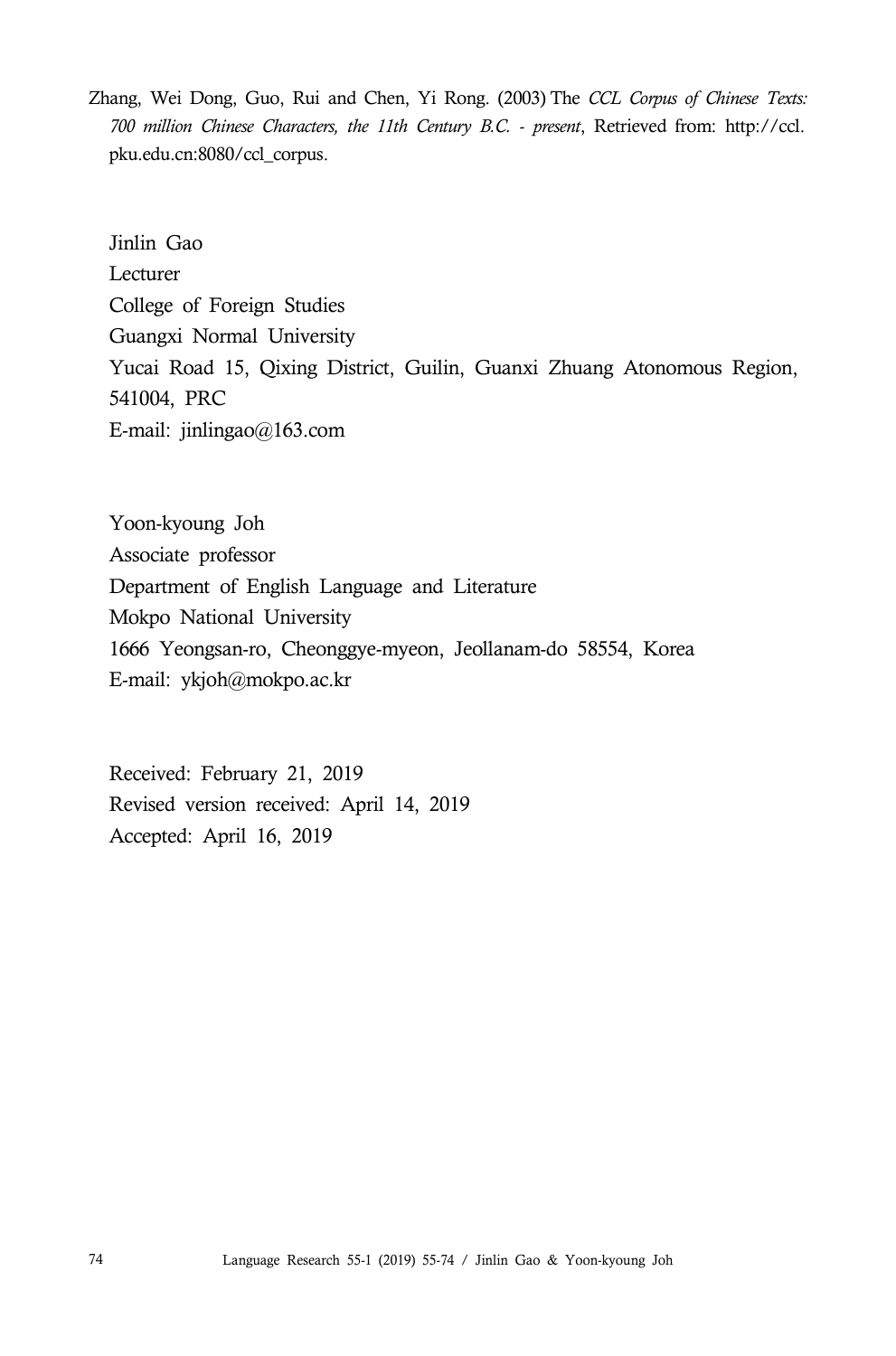Zhang, Wei Dong, Guo, Rui and Chen, Yi Rong. (2003) The *CCL Corpus of Chinese Texts: 700 million Chinese Characters, the 11th Century B.C. - present*, Retrieved from: http://ccl.pku.edu.cn:8080/ccl_corpus.

Jinlin Gao  
Lecturer  
College of Foreign Studies  
Guangxi Normal University  
Yucai Road 15, Qixing District, Guilin, Guanxi Zhuang Atonomous Region, 541004, PRC  
E-mail: jinlingao@163.com

Yoon-kyoung Joh  
Associate professor  
Department of English Language and Literature  
Mokpo National University  
1666 Yeongsan-ro, Cheonggye-myeon, Jeollanam-do 58554, Korea  
E-mail: ykjoh@mokpo.ac.kr

Received: February 21, 2019  
Revised version received: April 14, 2019  
Accepted: April 16, 2019